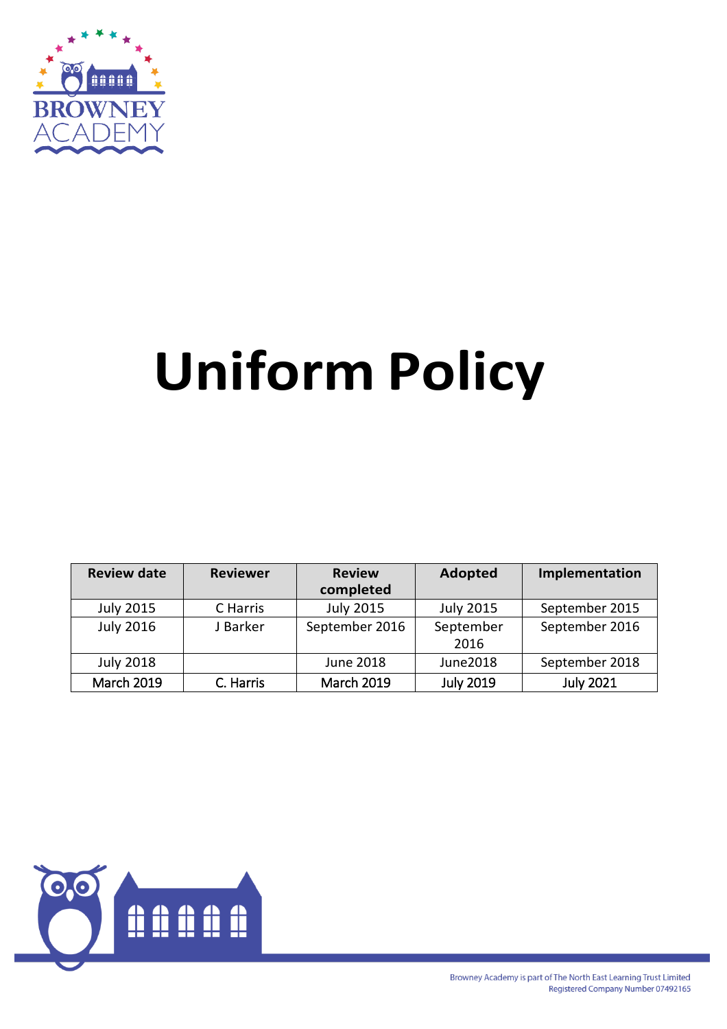# Uniform Policy

| Review date | Reviewer | Review completed | Adopted | Implementation |
|---|---|---|---|---|
| July 2015 | C Harris | July 2015 | July 2015 | September 2015 |
| July 2016 | J Barker | September 2016 | September 2016 | September 2016 |
| July 2018 | | June 2018 | June2018 | September 2018 |
| March 2019 | C. Harris | March 2019 | July 2019 | July 2021 |

Browney Academy is part of The North East Learning Trust Limited
Registered Company Number 07492165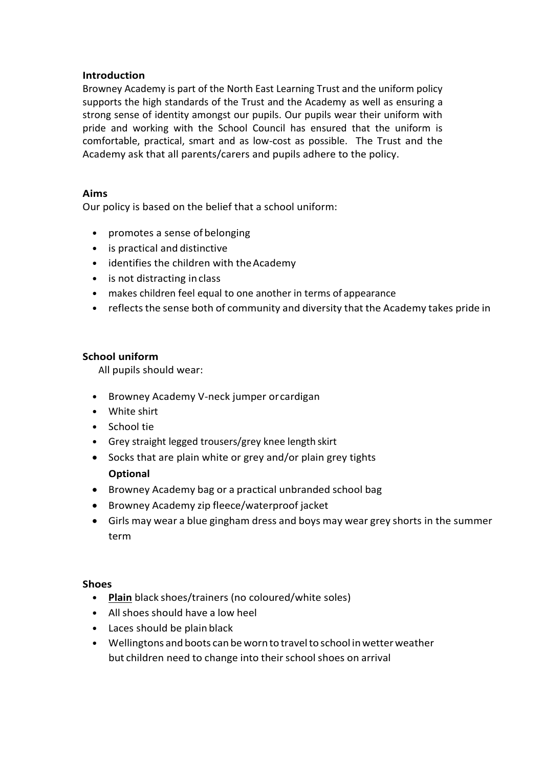## Introduction

Browney Academy is part of the North East Learning Trust and the uniform policy supports the high standards of the Trust and the Academy as well as ensuring a strong sense of identity amongst our pupils. Our pupils wear their uniform with pride and working with the School Council has ensured that the uniform is comfortable, practical, smart and as low-cost as possible. The Trust and the Academy ask that all parents/carers and pupils adhere to the policy.

## Aims

Our policy is based on the belief that a school uniform:

- promotes a sense of belonging
- is practical and distinctive
- identifies the children with the Academy
- is not distracting in class
- makes children feel equal to one another in terms of appearance
- reflects the sense both of community and diversity that the Academy takes pride in

## School uniform

All pupils should wear:

- Browney Academy V-neck jumper or cardigan
- White shirt
- School tie
- Grey straight legged trousers/grey knee length skirt
- Socks that are plain white or grey and/or plain grey tights

**Optional**

- Browney Academy bag or a practical unbranded school bag
- Browney Academy zip fleece/waterproof jacket
- Girls may wear a blue gingham dress and boys may wear grey shorts in the summer term

## Shoes

- **Plain** black shoes/trainers (no coloured/white soles)
- All shoes should have a low heel
- Laces should be plain black
- Wellingtons and boots can be worn to travel to school in wetter weather but children need to change into their school shoes on arrival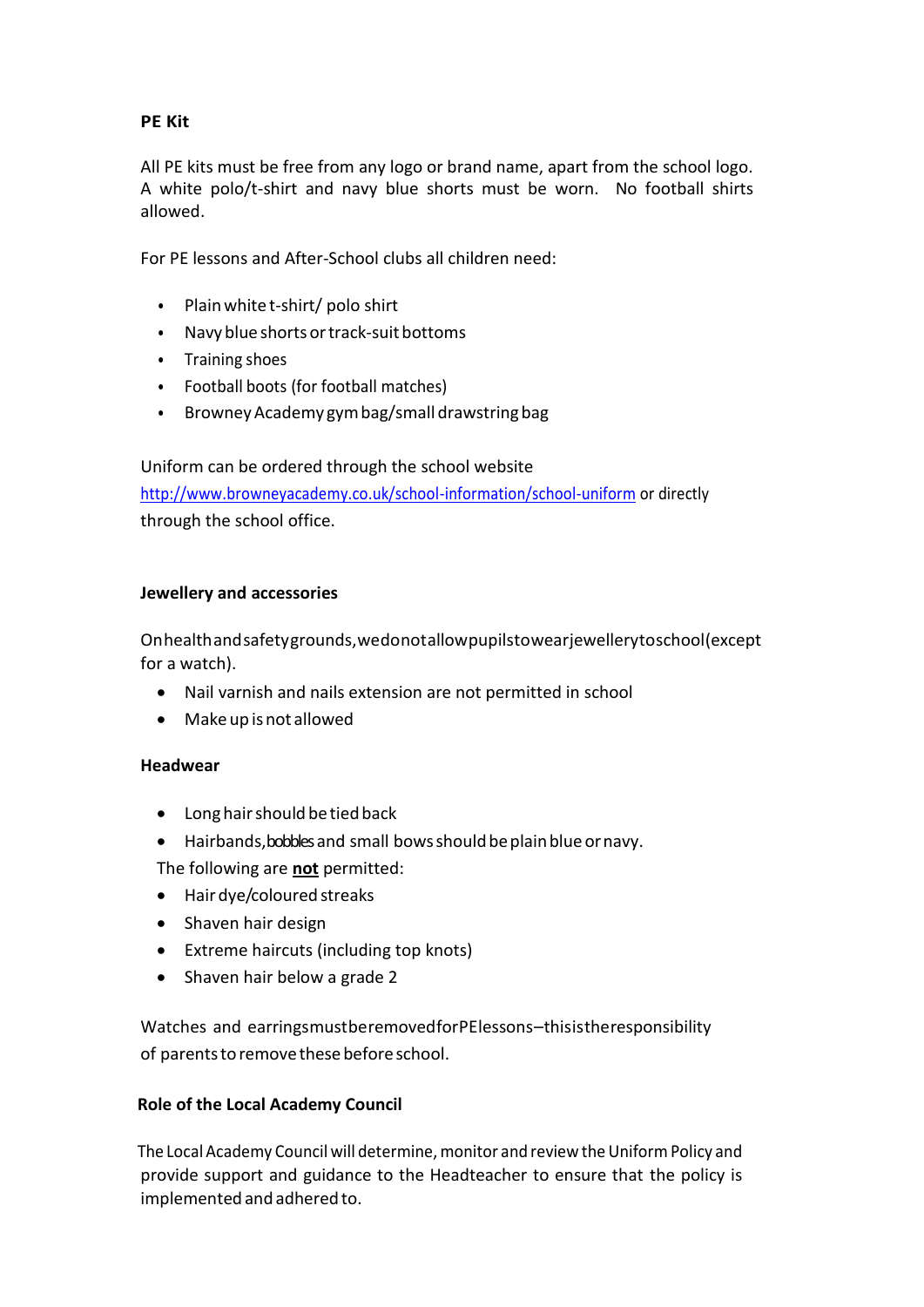**PE Kit**

All PE kits must be free from any logo or brand name, apart from the school logo. A white polo/t-shirt and navy blue shorts must be worn. No football shirts allowed.

For PE lessons and After-School clubs all children need:

- Plain white t-shirt/ polo shirt
- Navy blue shorts or track-suit bottoms
- Training shoes
- Football boots (for football matches)
- Browney Academy gym bag/small drawstring bag

Uniform can be ordered through the school website http://www.browneyacademy.co.uk/school-information/school-uniform or directly through the school office.

**Jewellery and accessories**

On health and safety grounds, we do not allow pupils to wear jewellery to school (except for a watch).

- Nail varnish and nails extension are not permitted in school
- Make up is not allowed

**Headwear**

- Long hair should be tied back
- Hairbands, bobbles and small bows should be plain blue or navy.

The following are **not** permitted:

- Hair dye/coloured streaks
- Shaven hair design
- Extreme haircuts (including top knots)
- Shaven hair below a grade 2

Watches and earrings must be removed for PE lessons – this is the responsibility of parents to remove these before school.

**Role of the Local Academy Council**

The Local Academy Council will determine, monitor and review the Uniform Policy and provide support and guidance to the Headteacher to ensure that the policy is implemented and adhered to.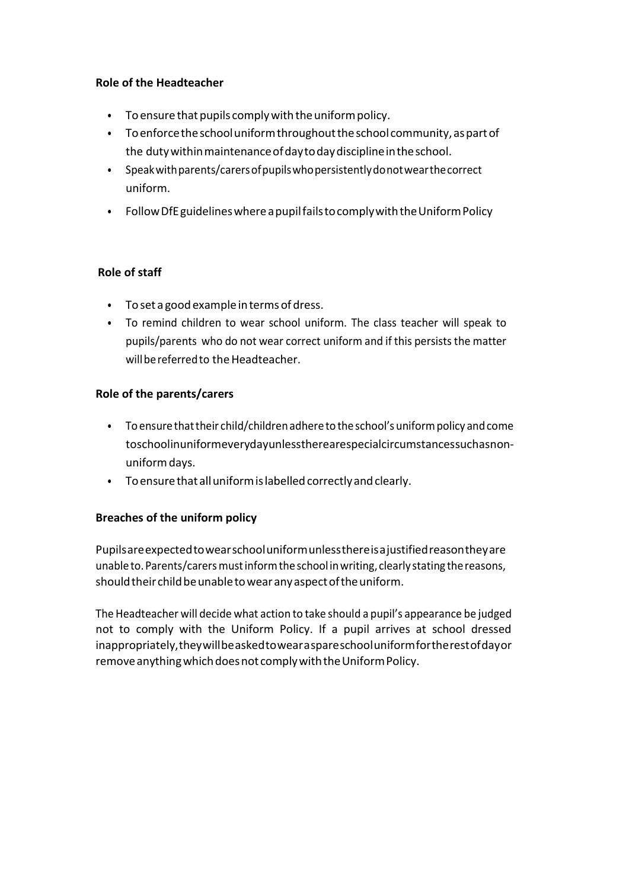**Role of the Headteacher**

- To ensure that pupils comply with the uniform policy.
- To enforce the school uniform throughout the school community, as part of the duty within maintenance of day to day discipline in the school.
- Speak with parents/carers of pupils who persistently do not wear the correct uniform.
- Follow DfE guidelines where a pupil fails to comply with the Uniform Policy

**Role of staff**

- To set a good example in terms of dress.
- To remind children to wear school uniform. The class teacher will speak to pupils/parents who do not wear correct uniform and if this persists the matter will be referred to the Headteacher.

**Role of the parents/carers**

- To ensure that their child/children adhere to the school's uniform policy and come to school in uniform every day unless there are special circumstances such as non-uniform days.
- To ensure that all uniform is labelled correctly and clearly.

**Breaches of the uniform policy**

Pupils are expected to wear school uniform unless there is a justified reason they are unable to. Parents/carers must inform the school in writing, clearly stating the reasons, should their child be unable to wear any aspect of the uniform.

The Headteacher will decide what action to take should a pupil's appearance be judged not to comply with the Uniform Policy. If a pupil arrives at school dressed inappropriately, they will be asked to wear a spare school uniform for the rest of day or remove anything which does not comply with the Uniform Policy.